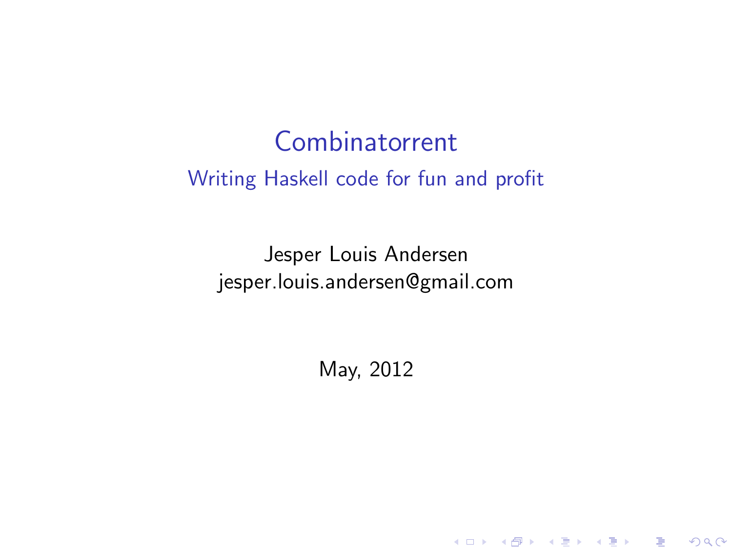# Combinatorrent

## Writing Haskell code for fun and profit

Jesper Louis Andersen
jesper.louis.andersen@gmail.com

May, 2012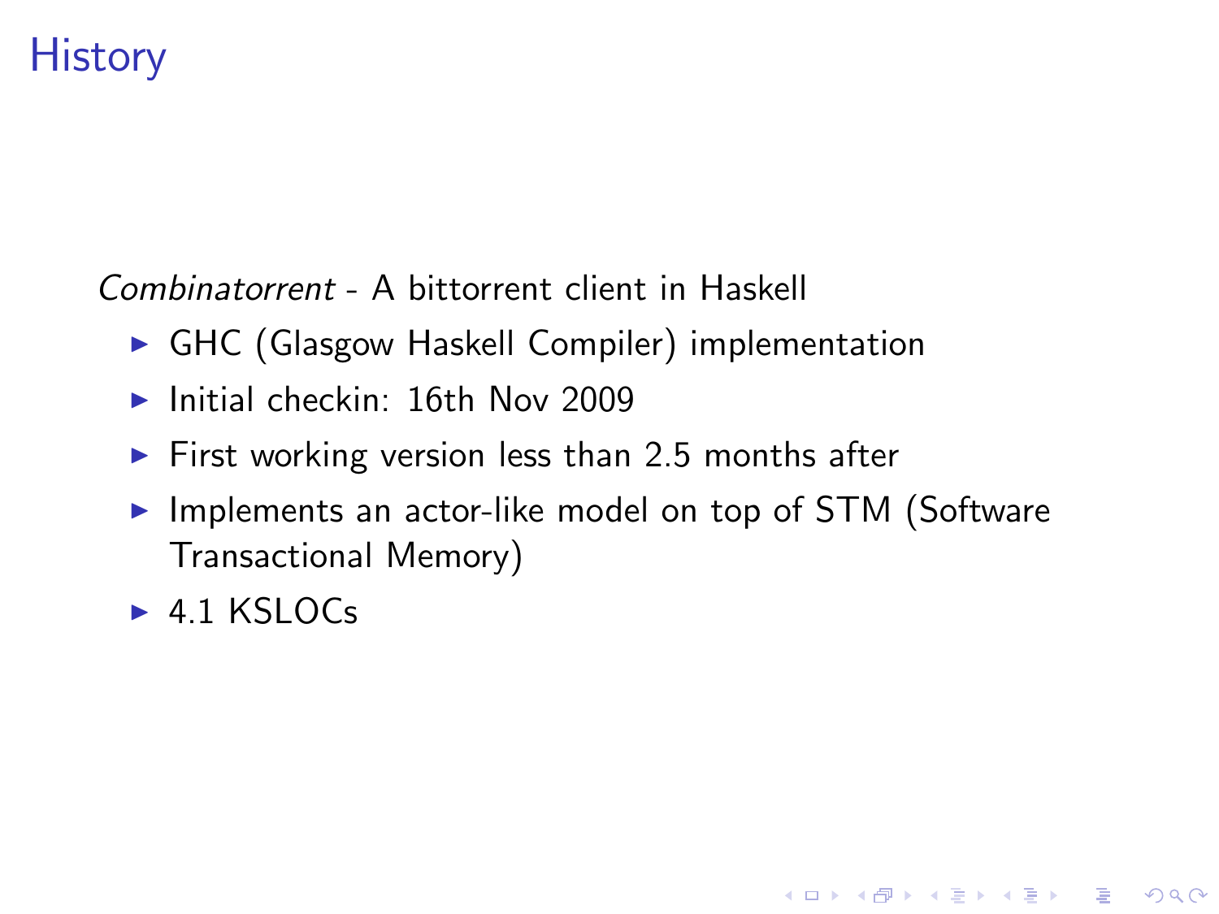# History

*Combinatorrent* - A bittorrent client in Haskell

- GHC (Glasgow Haskell Compiler) implementation
- Initial checkin: 16th Nov 2009
- First working version less than 2.5 months after
- Implements an actor-like model on top of STM (Software Transactional Memory)
- 4.1 KSLOCs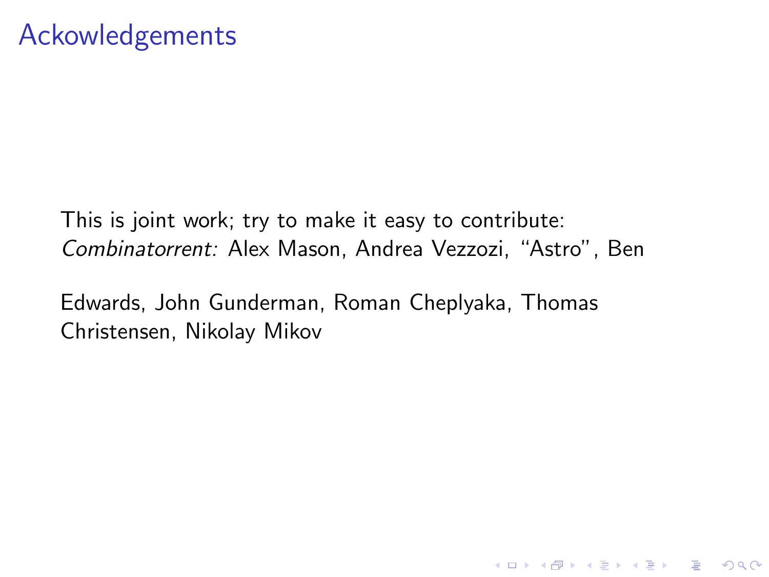# Ackowledgements

This is joint work; try to make it easy to contribute:
*Combinatorrent:* Alex Mason, Andrea Vezzozi, "Astro", Ben

Edwards, John Gunderman, Roman Cheplyaka, Thomas
Christensen, Nikolay Mikov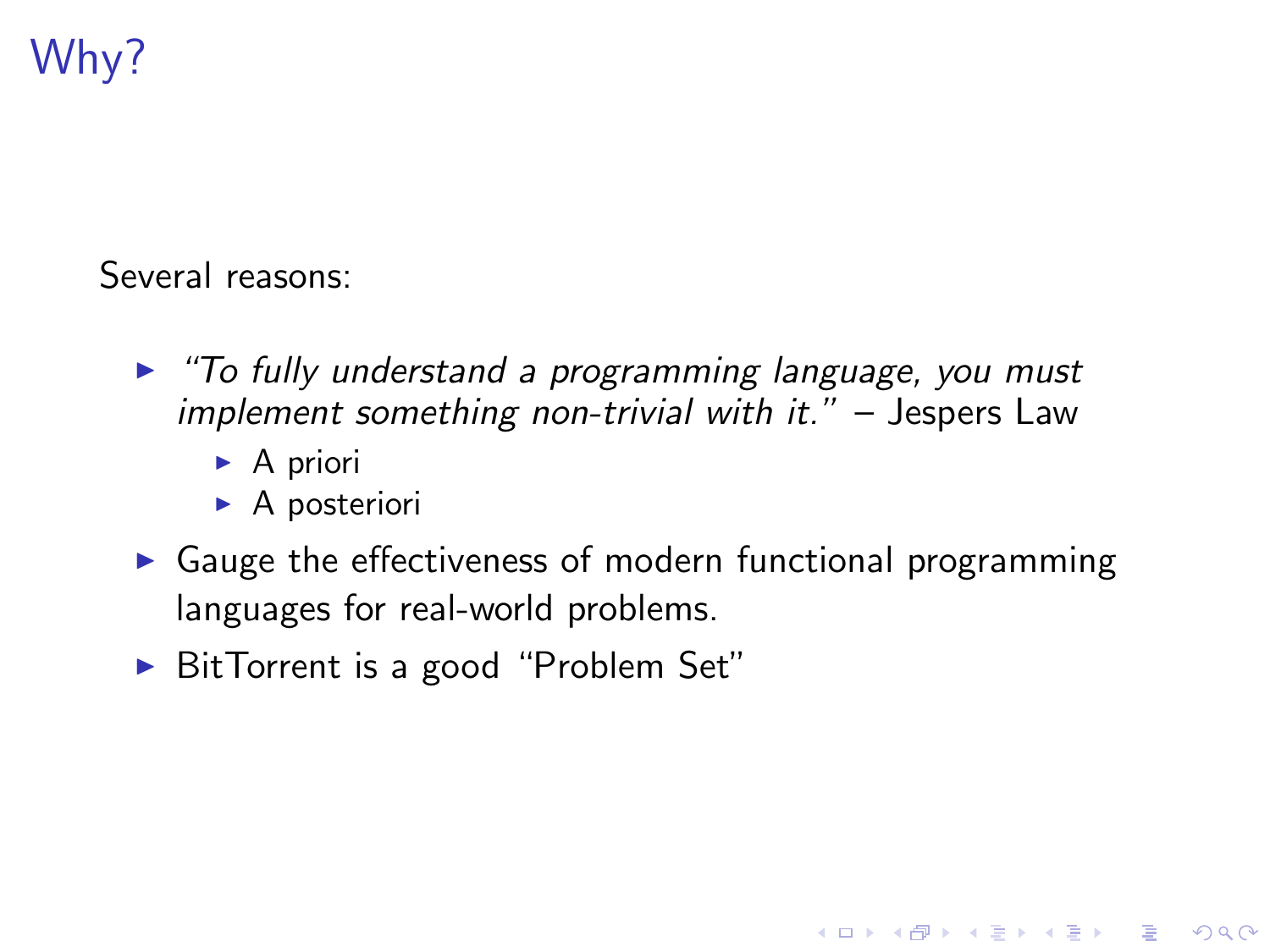# Why?

Several reasons:

- *"To fully understand a programming language, you must implement something non-trivial with it."* – Jespers Law
  - A priori
  - A posteriori
- Gauge the effectiveness of modern functional programming languages for real-world problems.
- BitTorrent is a good "Problem Set"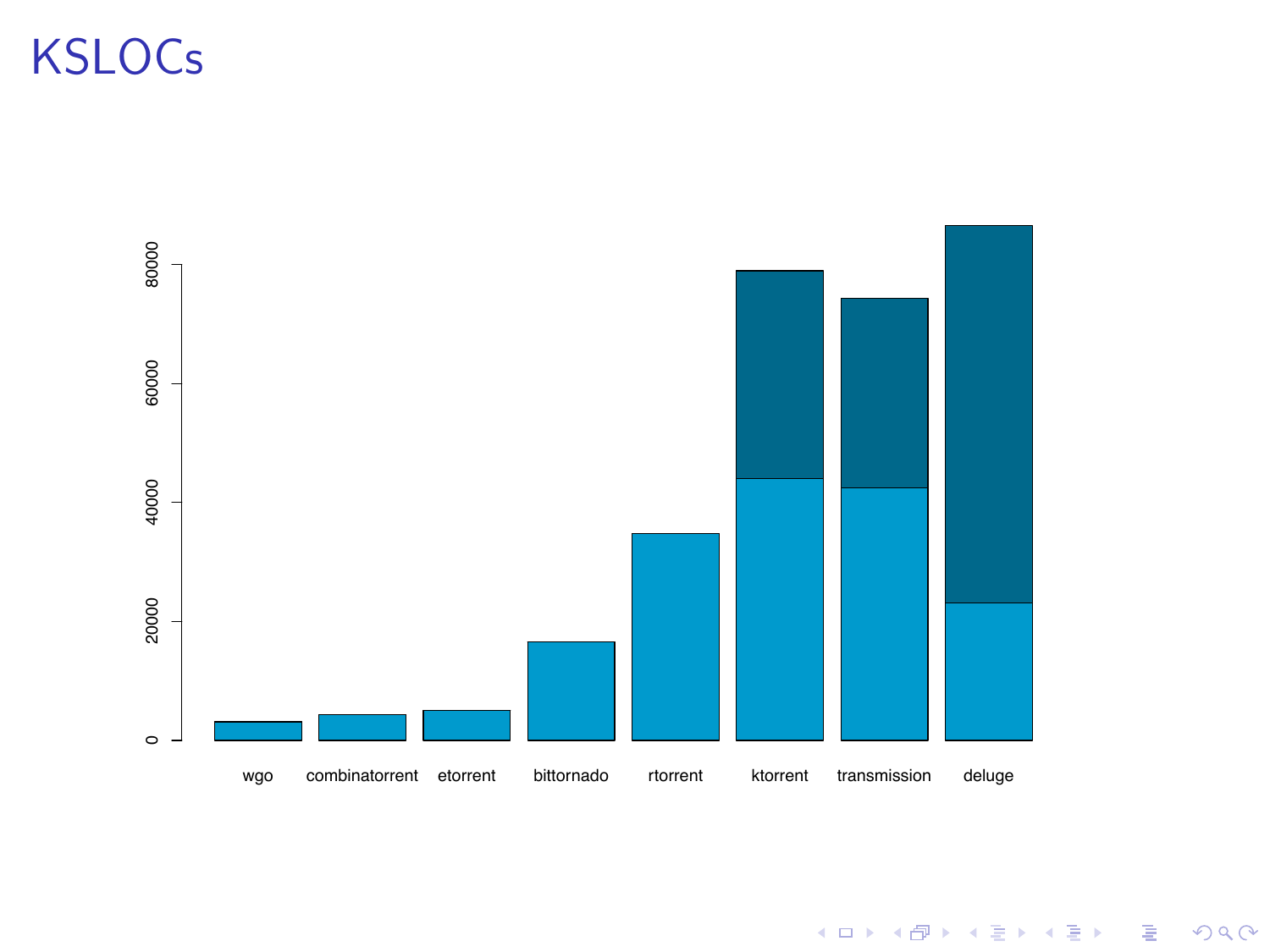# KSLOCs

| | wgo | combinatorrent | etorrent | bittornado | rtorrent | ktorrent | transmission | deluge |
|---|---|---|---|---|---|---|---|---|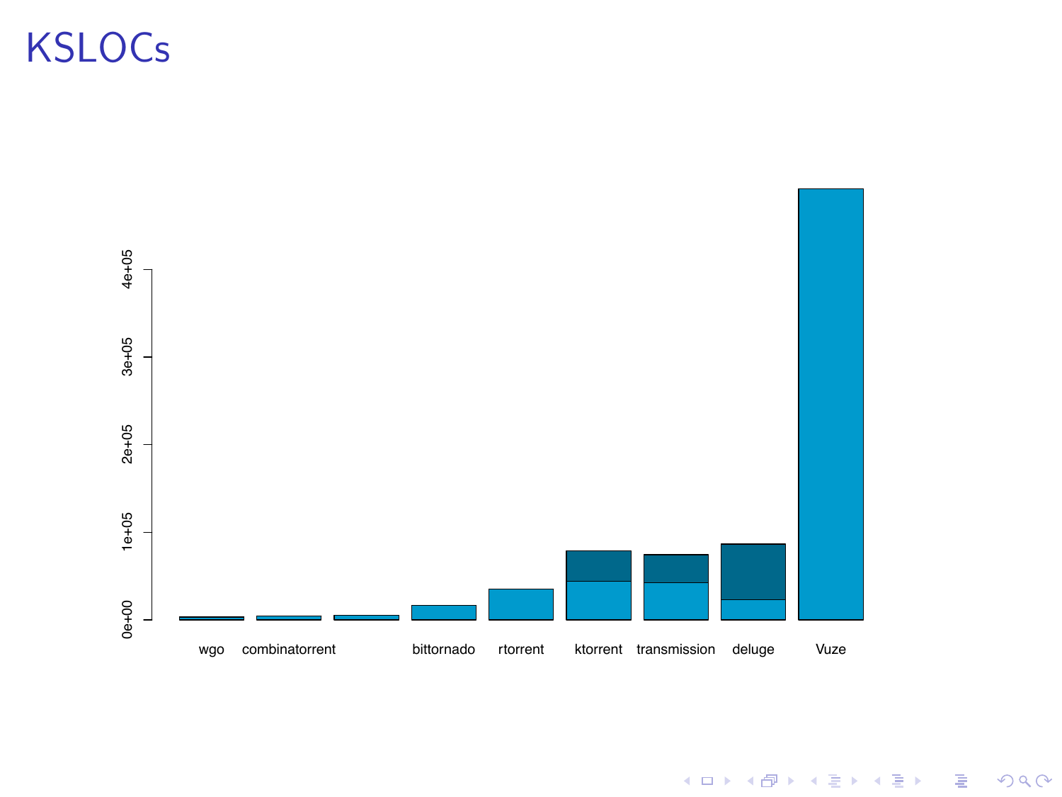# KSLOCs

| | wgo | combinatorrent | | bittornado | rtorrent | ktorrent | transmission | deluge | Vuze |
|---|---|---|---|---|---|---|---|---|---|

Y-axis: 0e+00, 1e+05, 2e+05, 3e+05, 4e+05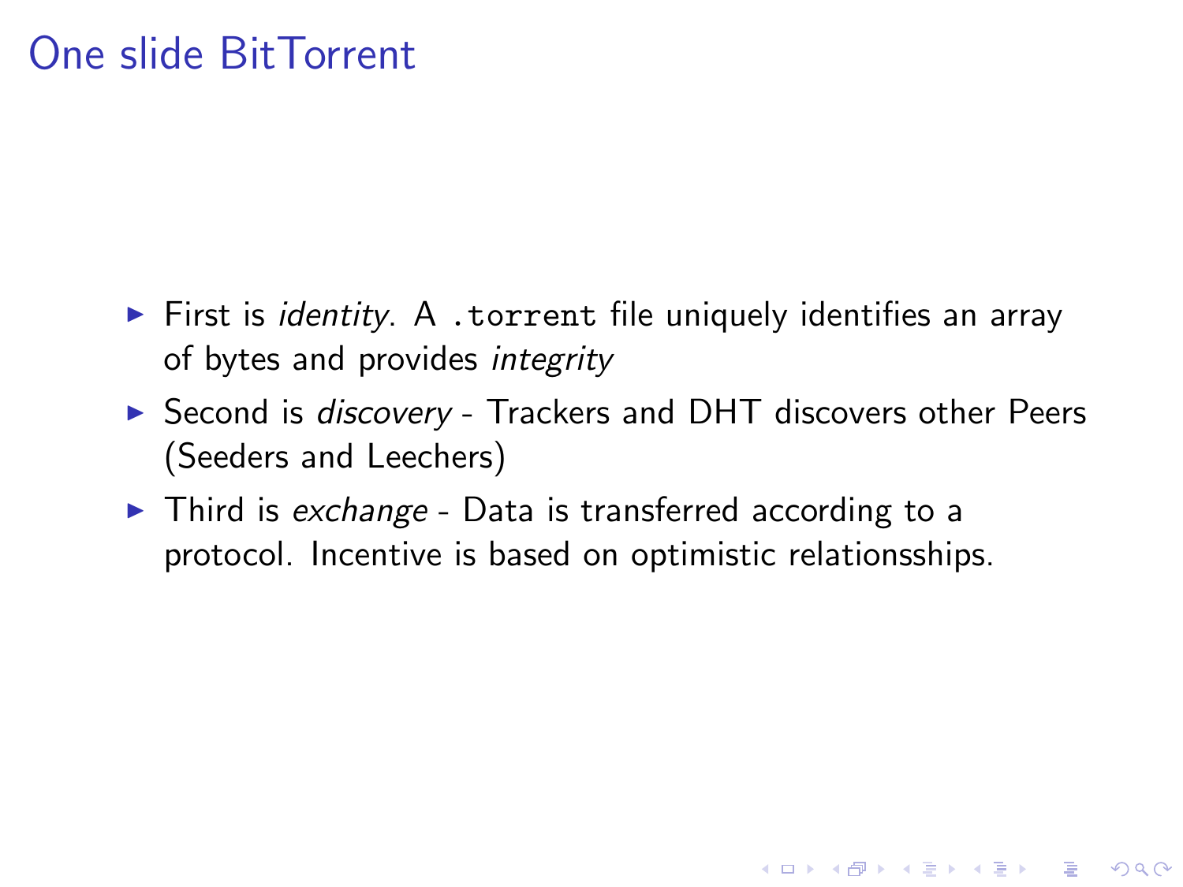# One slide BitTorrent

- First is *identity*. A `.torrent` file uniquely identifies an array of bytes and provides *integrity*
- Second is *discovery* - Trackers and DHT discovers other Peers (Seeders and Leechers)
- Third is *exchange* - Data is transferred according to a protocol. Incentive is based on optimistic relationsships.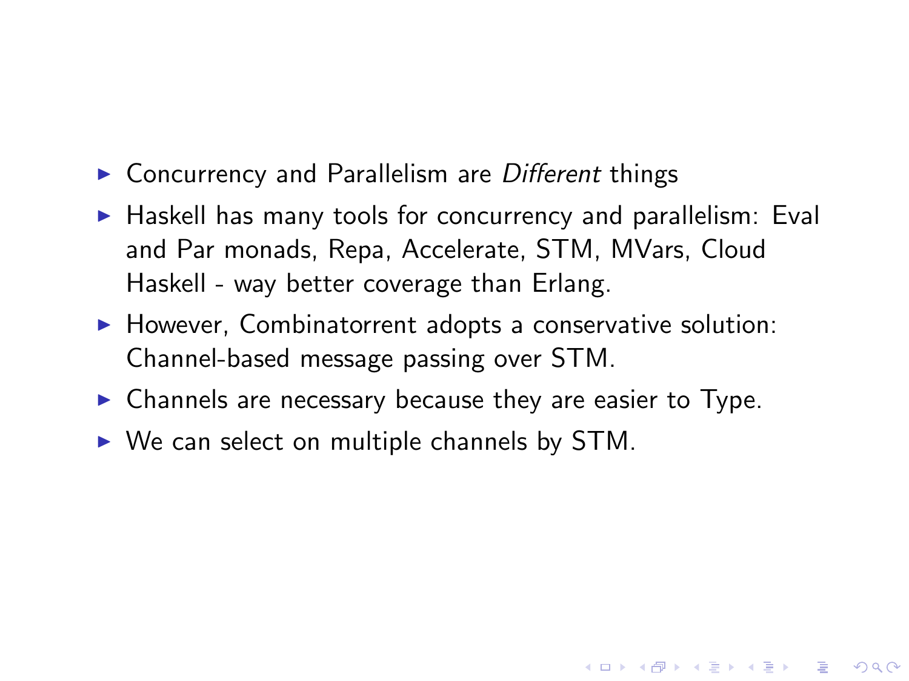- Concurrency and Parallelism are *Different* things
- Haskell has many tools for concurrency and parallelism: Eval and Par monads, Repa, Accelerate, STM, MVars, Cloud Haskell - way better coverage than Erlang.
- However, Combinatorrent adopts a conservative solution: Channel-based message passing over STM.
- Channels are necessary because they are easier to Type.
- We can select on multiple channels by STM.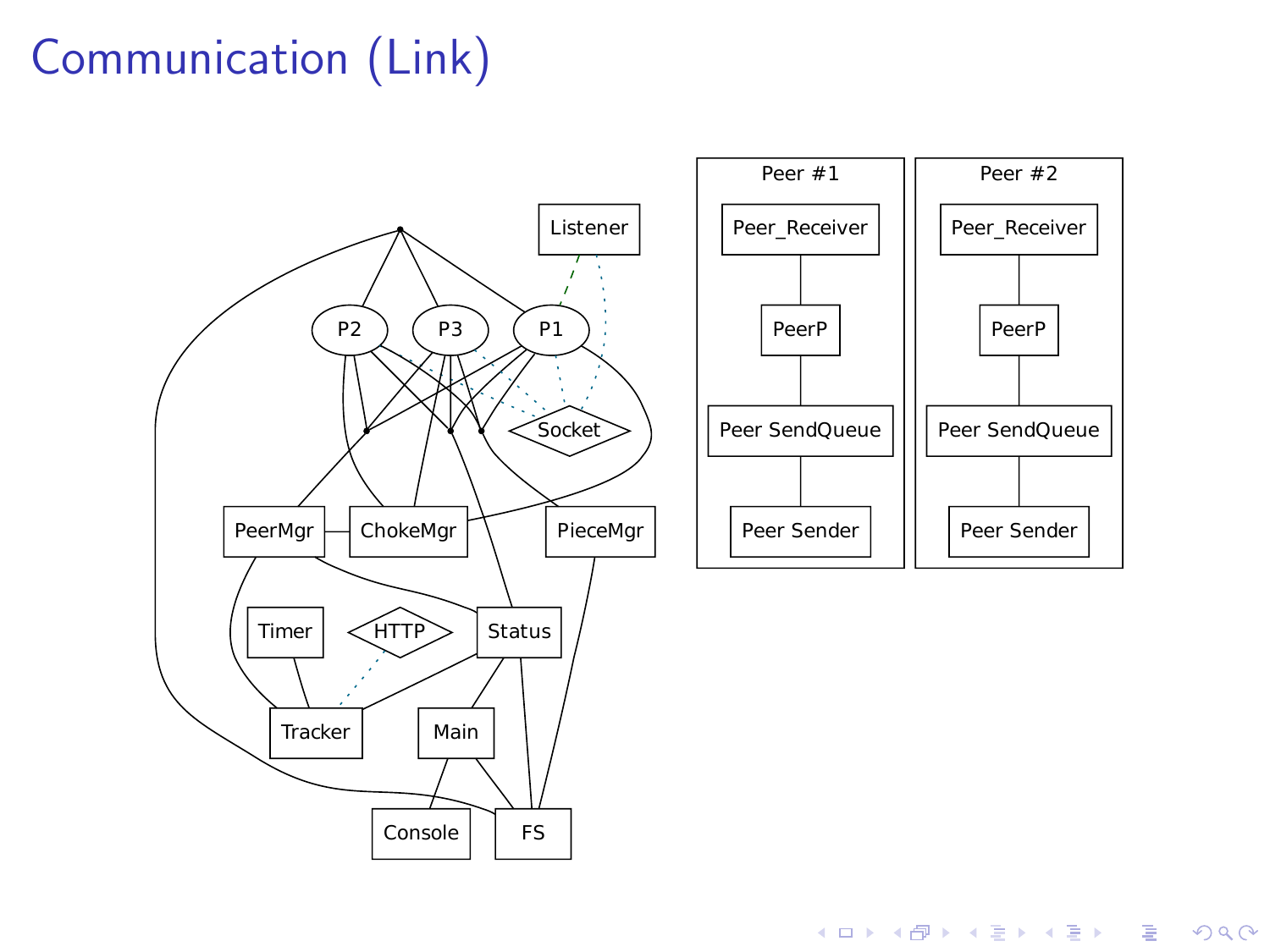# Communication (Link)

Listener

P2 P3 P1

Socket

PeerMgr ChokeMgr PieceMgr

Timer HTTP Status

Tracker Main

Console FS

Peer #1

Peer_Receiver

PeerP

Peer SendQueue

Peer Sender

Peer #2

Peer_Receiver

PeerP

Peer SendQueue

Peer Sender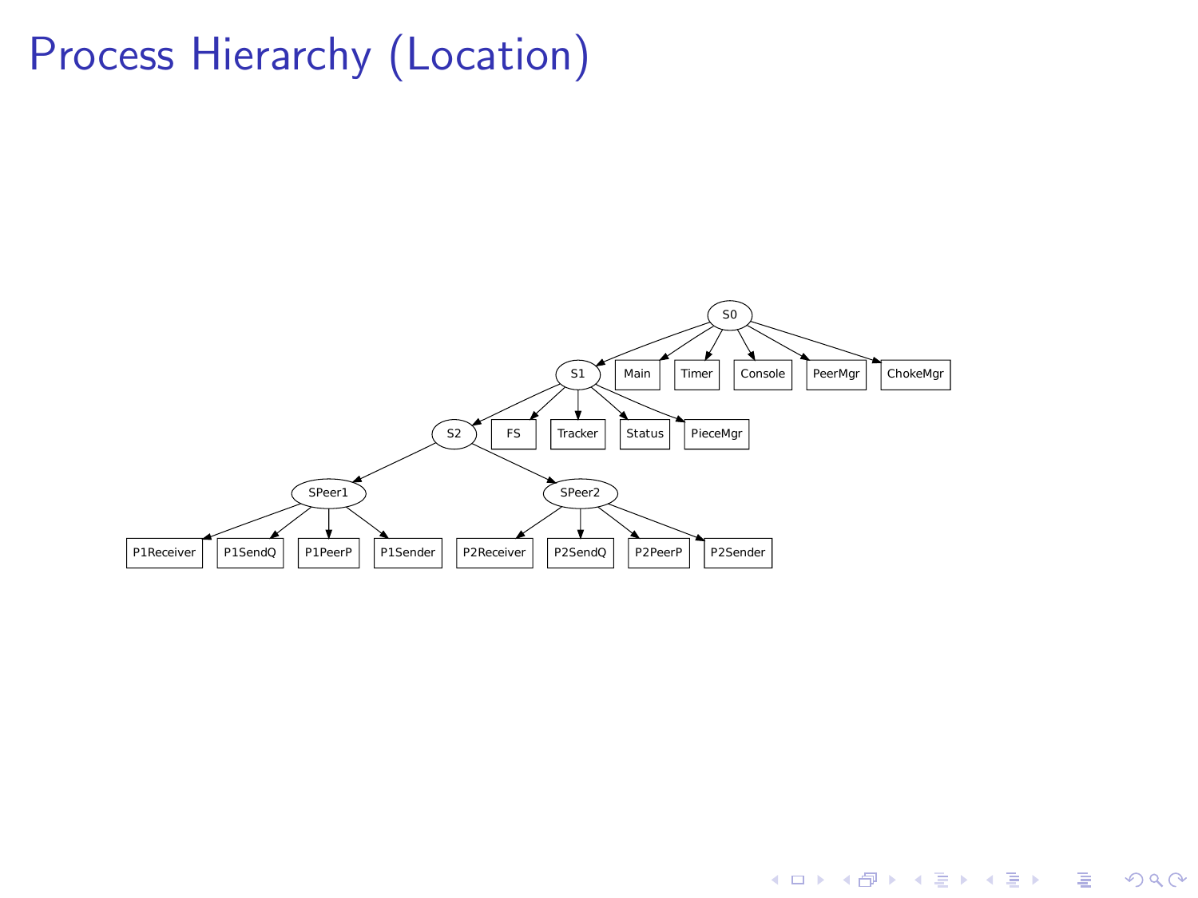# Process Hierarchy (Location)

```
S0
├── S1
│   ├── S2
│   │   ├── SPeer1
│   │   │   ├── P1Receiver
│   │   │   ├── P1SendQ
│   │   │   ├── P1PeerP
│   │   │   └── P1Sender
│   │   └── SPeer2
│   │       ├── P2Receiver
│   │       ├── P2SendQ
│   │       ├── P2PeerP
│   │       └── P2Sender
│   ├── FS
│   ├── Tracker
│   ├── Status
│   └── PieceMgr
├── Main
├── Timer
├── Console
├── PeerMgr
└── ChokeMgr
```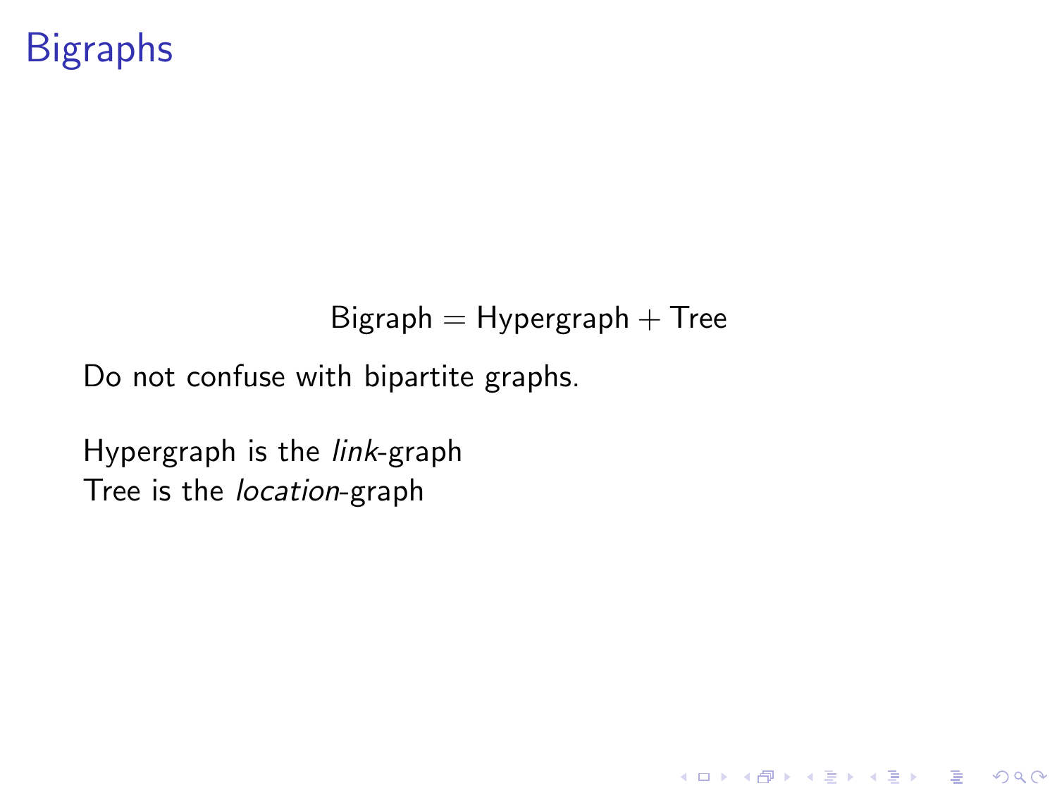# Bigraphs

$$\text{Bigraph} = \text{Hypergraph} + \text{Tree}$$

Do not confuse with bipartite graphs.

Hypergraph is the *link*-graph
Tree is the *location*-graph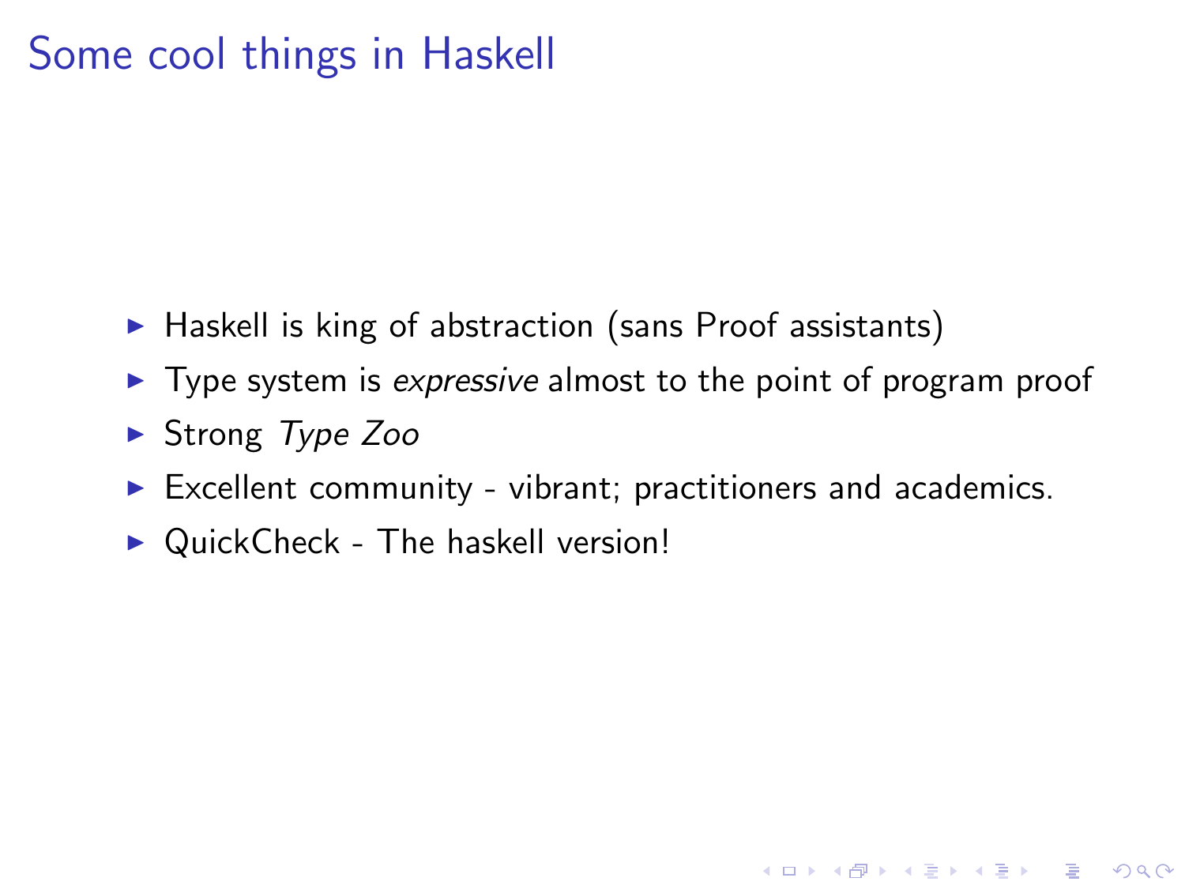# Some cool things in Haskell

- Haskell is king of abstraction (sans Proof assistants)
- Type system is *expressive* almost to the point of program proof
- Strong *Type Zoo*
- Excellent community - vibrant; practitioners and academics.
- QuickCheck - The haskell version!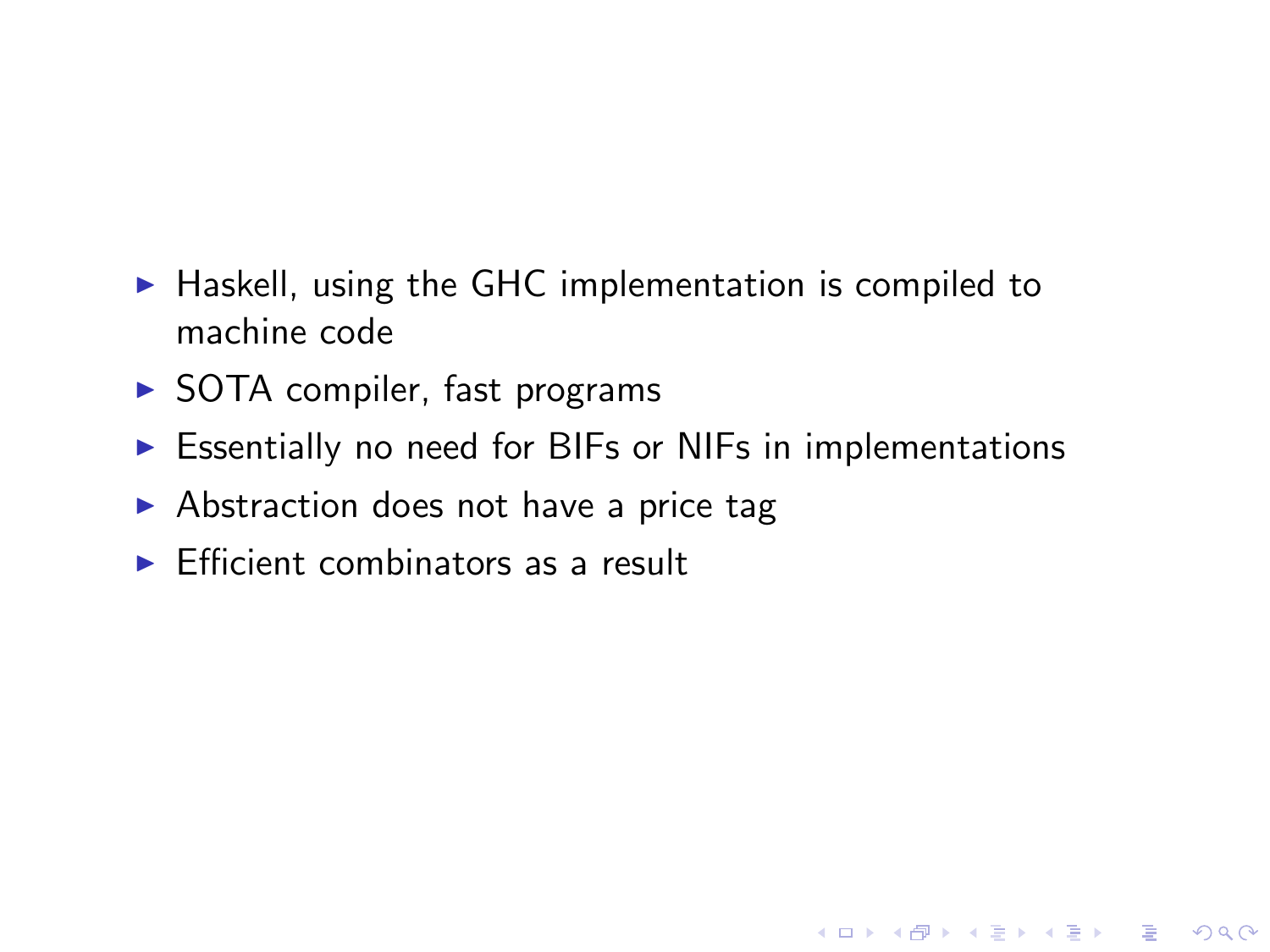- Haskell, using the GHC implementation is compiled to machine code
- SOTA compiler, fast programs
- Essentially no need for BIFs or NIFs in implementations
- Abstraction does not have a price tag
- Efficient combinators as a result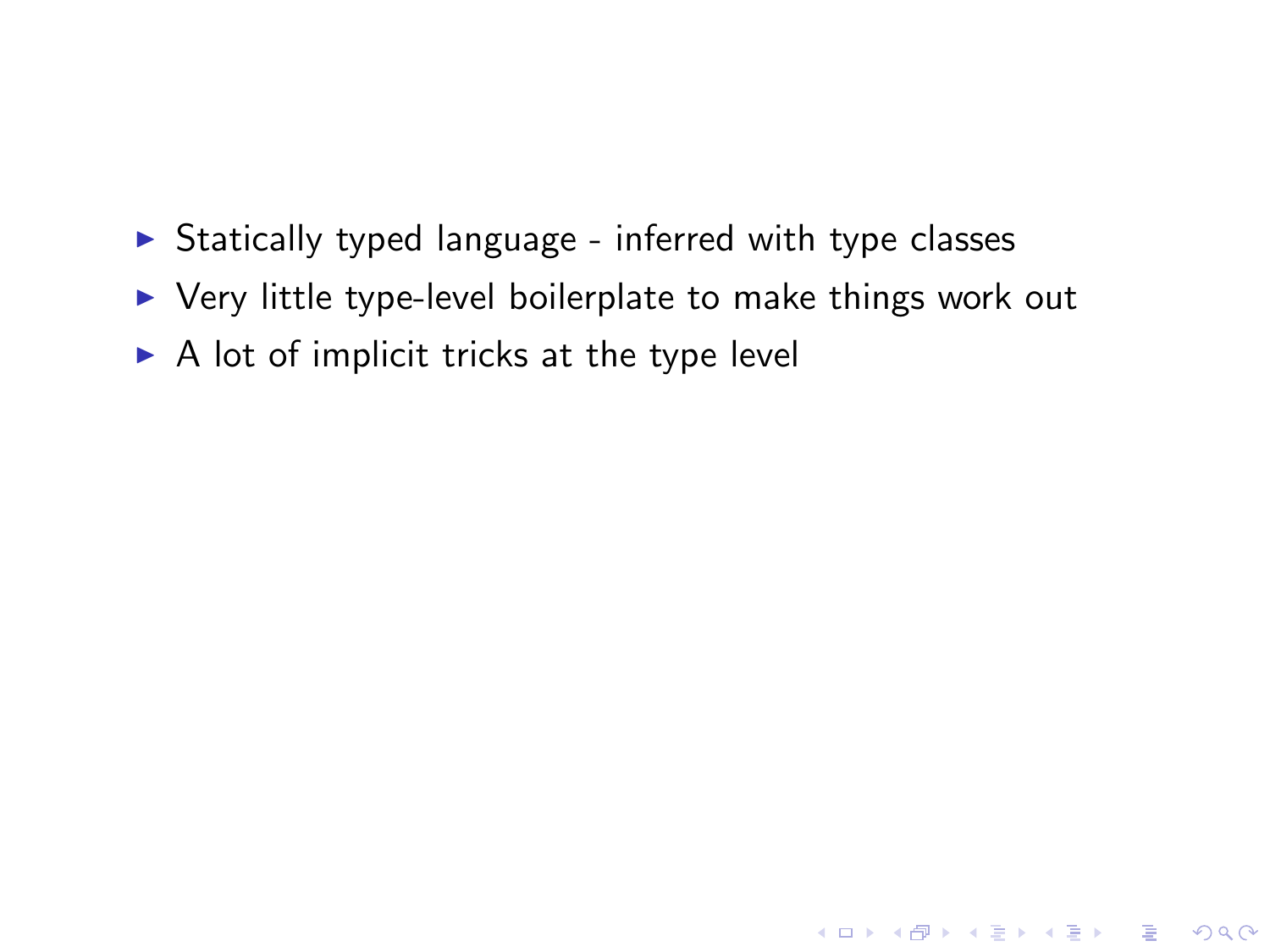- Statically typed language - inferred with type classes
- Very little type-level boilerplate to make things work out
- A lot of implicit tricks at the type level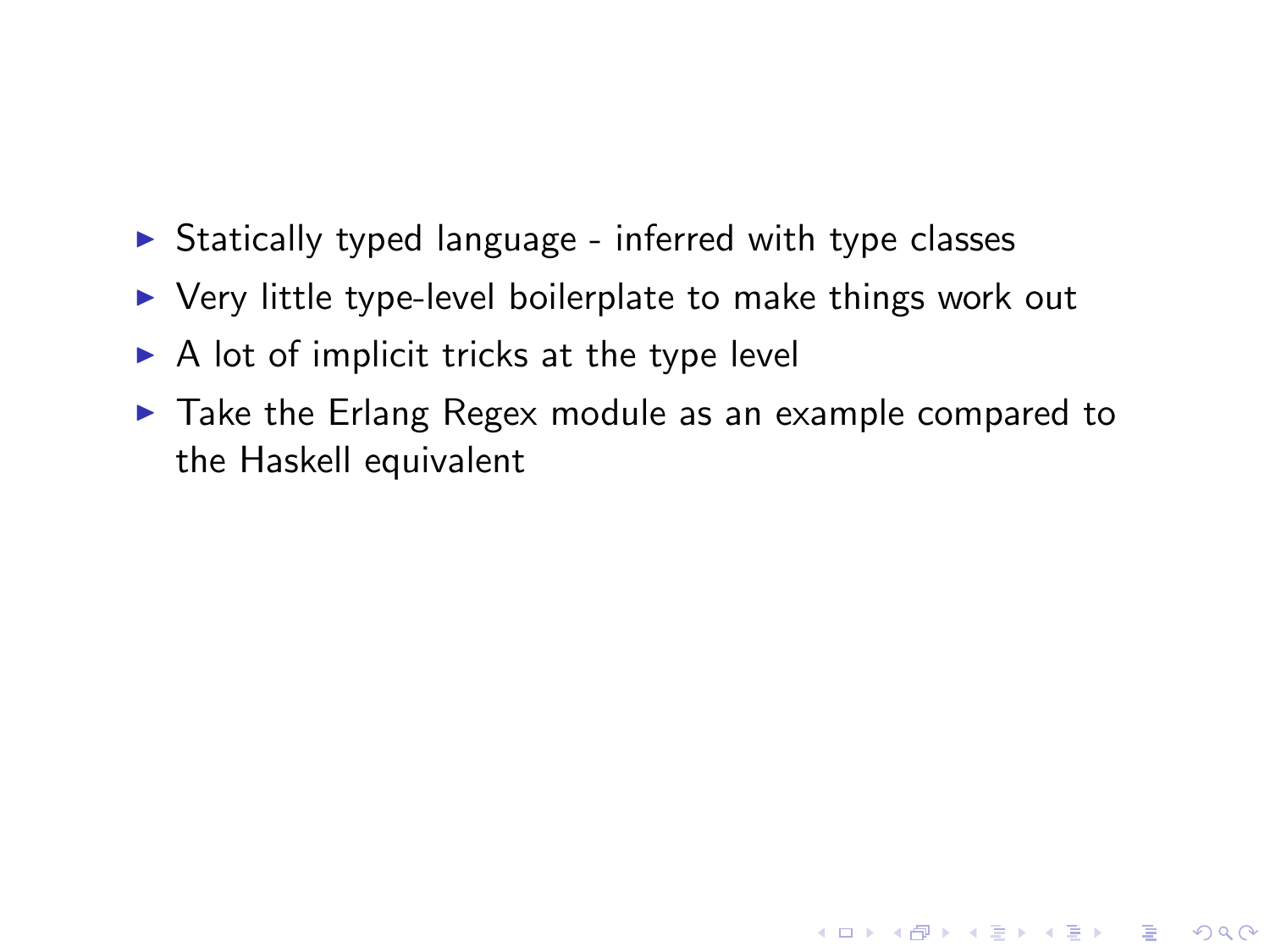- Statically typed language - inferred with type classes
- Very little type-level boilerplate to make things work out
- A lot of implicit tricks at the type level
- Take the Erlang Regex module as an example compared to the Haskell equivalent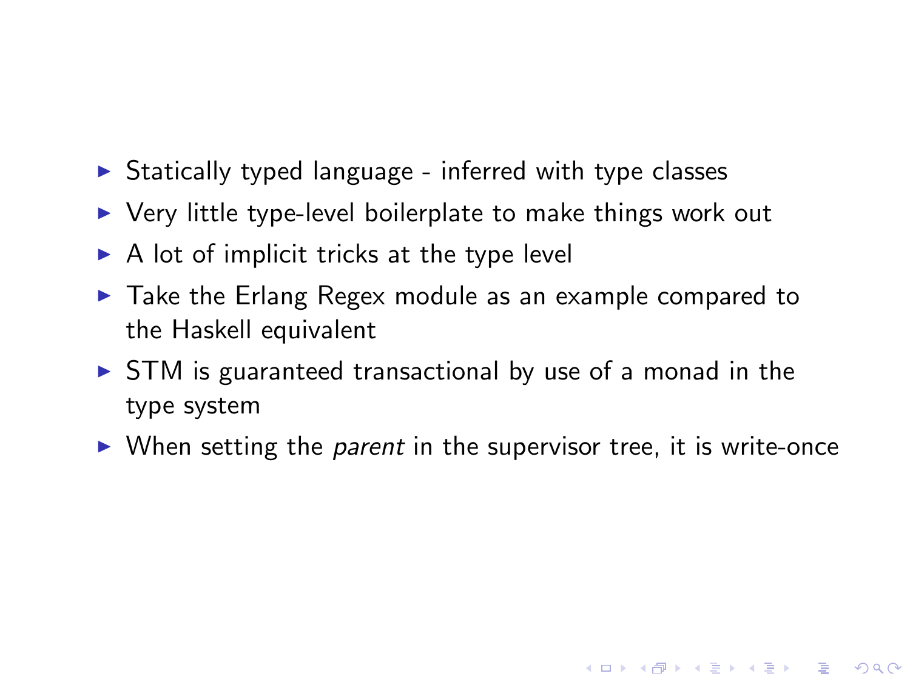- Statically typed language - inferred with type classes
- Very little type-level boilerplate to make things work out
- A lot of implicit tricks at the type level
- Take the Erlang Regex module as an example compared to the Haskell equivalent
- STM is guaranteed transactional by use of a monad in the type system
- When setting the *parent* in the supervisor tree, it is write-once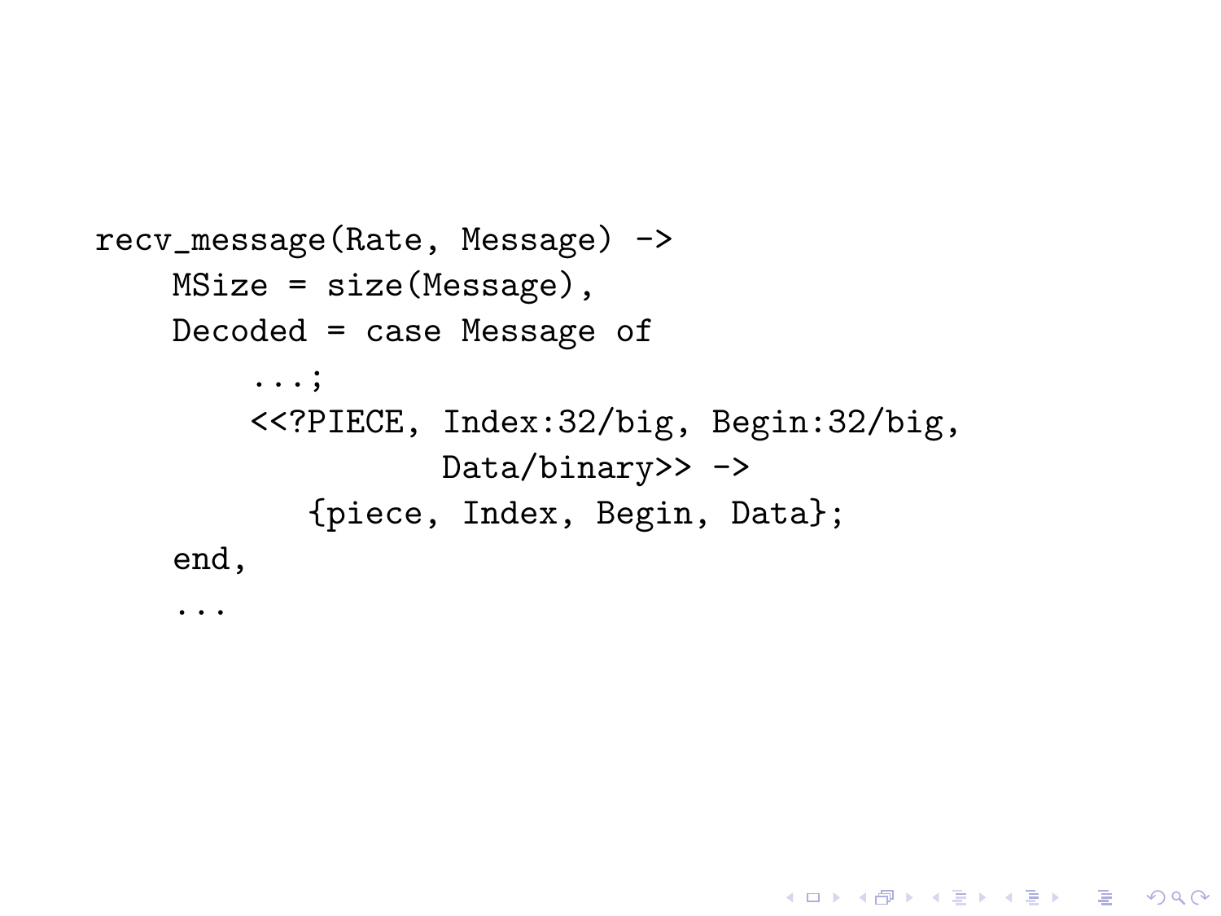```
recv_message(Rate, Message) ->
    MSize = size(Message),
    Decoded = case Message of
        ...;
        <<?PIECE, Index:32/big, Begin:32/big,
                  Data/binary>> ->
           {piece, Index, Begin, Data};
    end,
    ...
```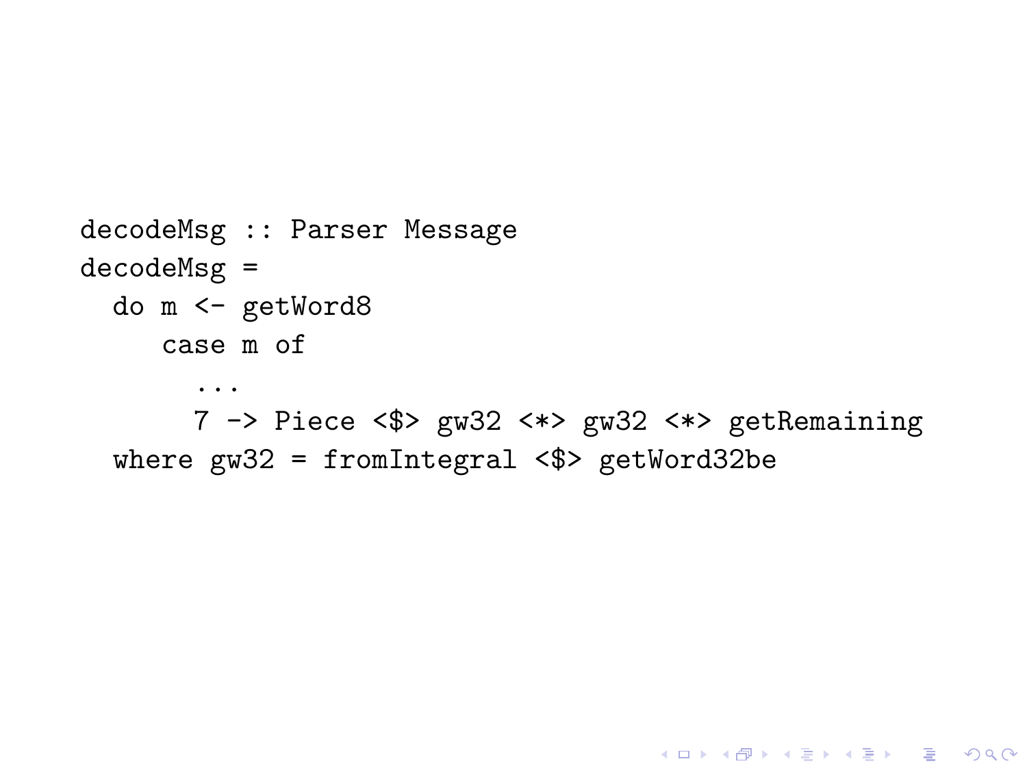```
decodeMsg :: Parser Message
decodeMsg =
  do m <- getWord8
     case m of
       ...
       7 -> Piece <$> gw32 <*> gw32 <*> getRemaining
  where gw32 = fromIntegral <$> getWord32be
```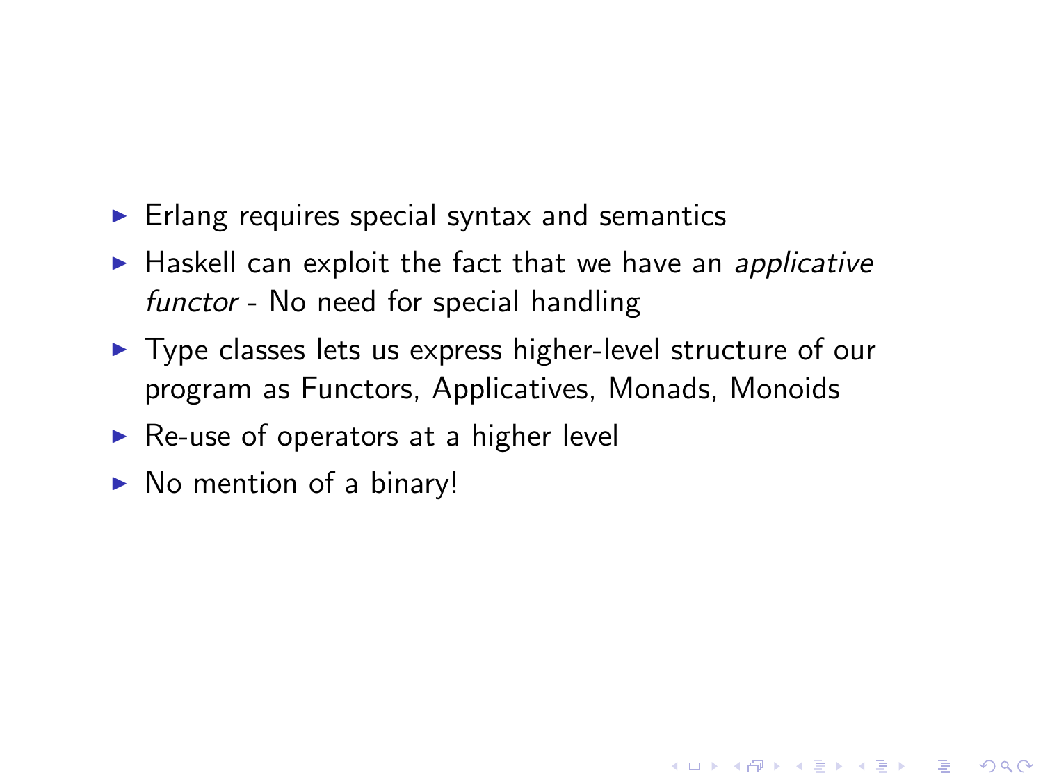- Erlang requires special syntax and semantics
- Haskell can exploit the fact that we have an *applicative functor* - No need for special handling
- Type classes lets us express higher-level structure of our program as Functors, Applicatives, Monads, Monoids
- Re-use of operators at a higher level
- No mention of a binary!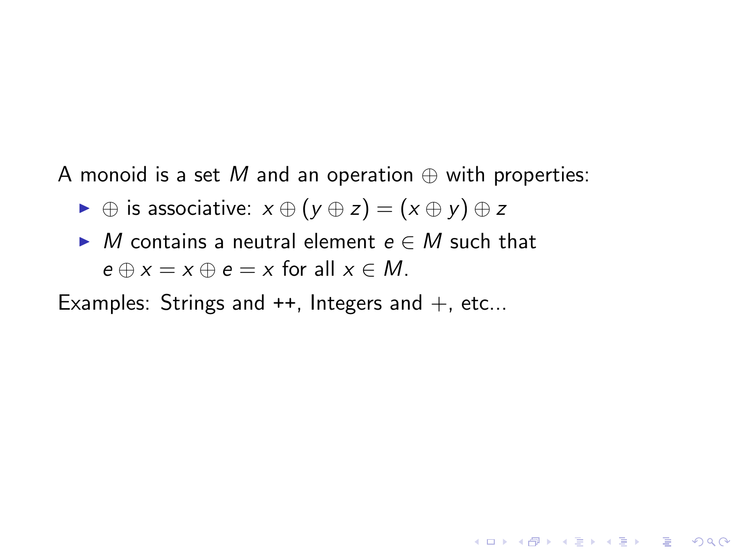A monoid is a set $M$ and an operation $\oplus$ with properties:

- $\oplus$ is associative: $x \oplus (y \oplus z) = (x \oplus y) \oplus z$
- $M$ contains a neutral element $e \in M$ such that $e \oplus x = x \oplus e = x$ for all $x \in M$.

Examples: Strings and ++, Integers and $+$, etc...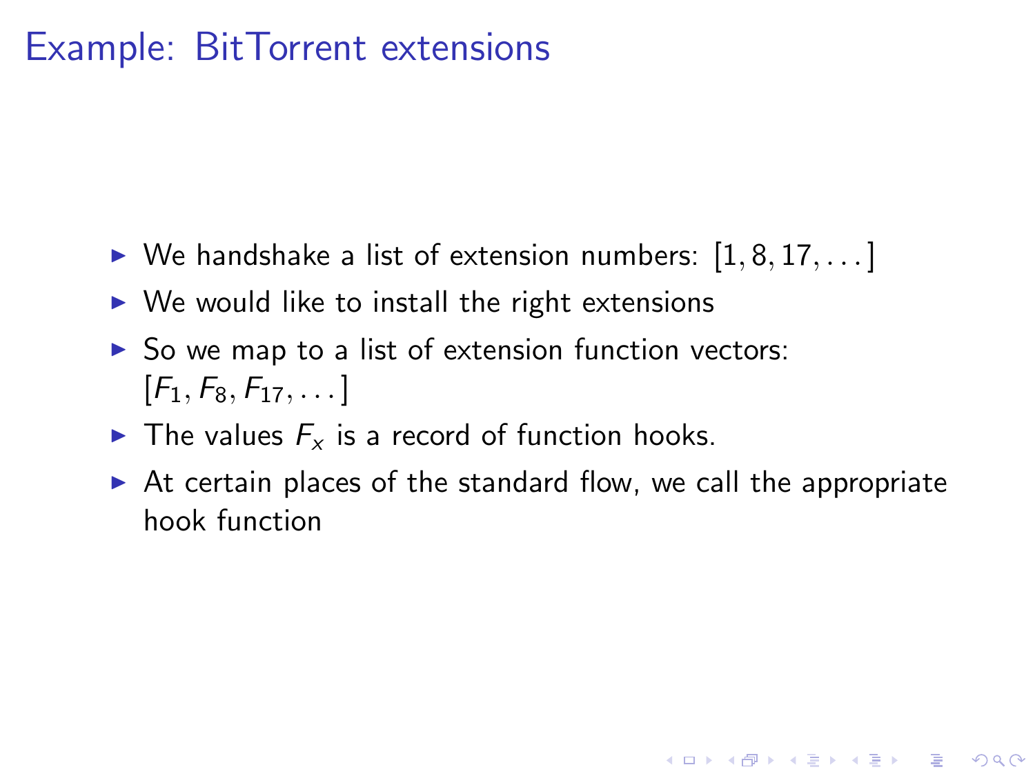# Example: BitTorrent extensions

- We handshake a list of extension numbers: $[1, 8, 17, \ldots]$
- We would like to install the right extensions
- So we map to a list of extension function vectors: $[F_1, F_8, F_{17}, \ldots]$
- The values $F_x$ is a record of function hooks.
- At certain places of the standard flow, we call the appropriate hook function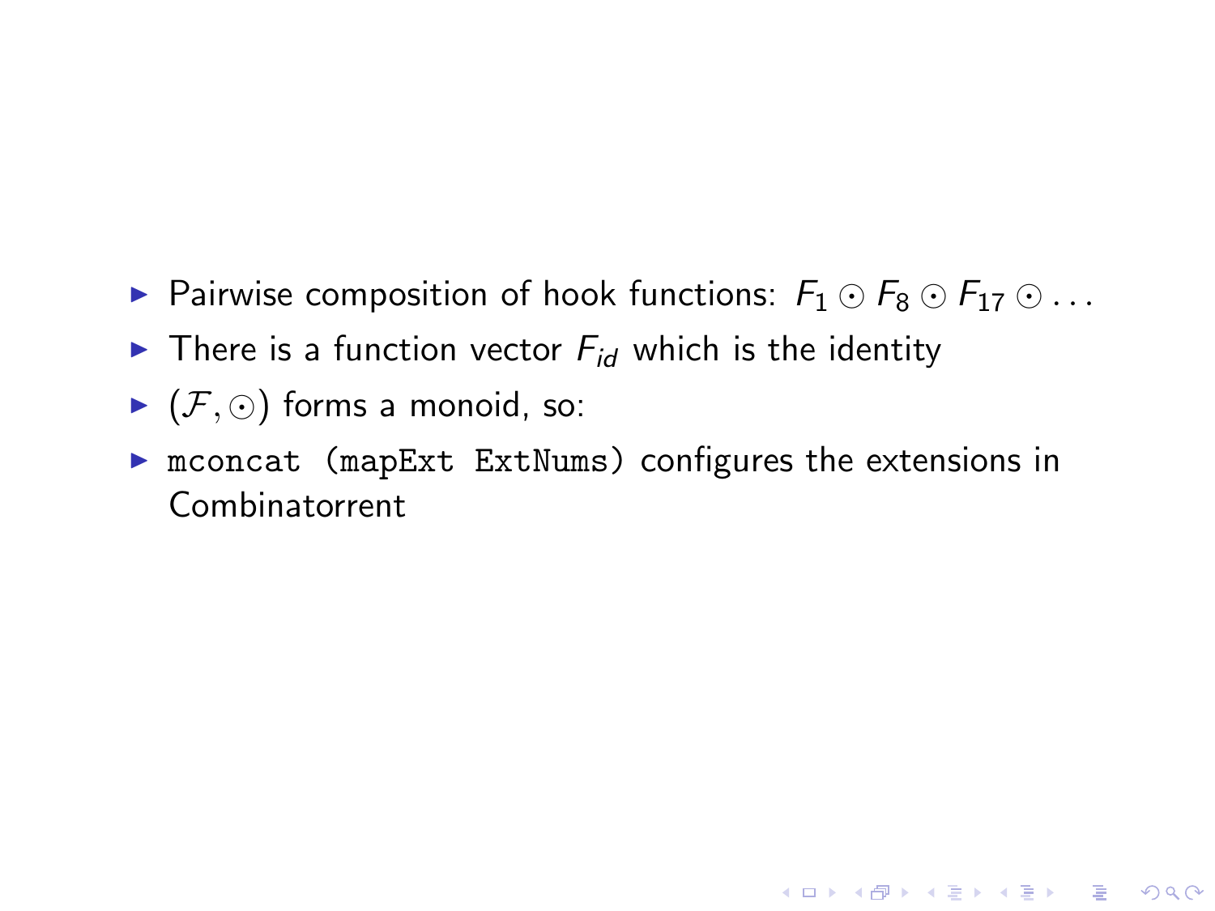- Pairwise composition of hook functions: $F_1 \odot F_8 \odot F_{17} \odot \dots$
- There is a function vector $F_{id}$ which is the identity
- $(\mathcal{F}, \odot)$ forms a monoid, so:
- `mconcat (mapExt ExtNums)` configures the extensions in Combinatorrent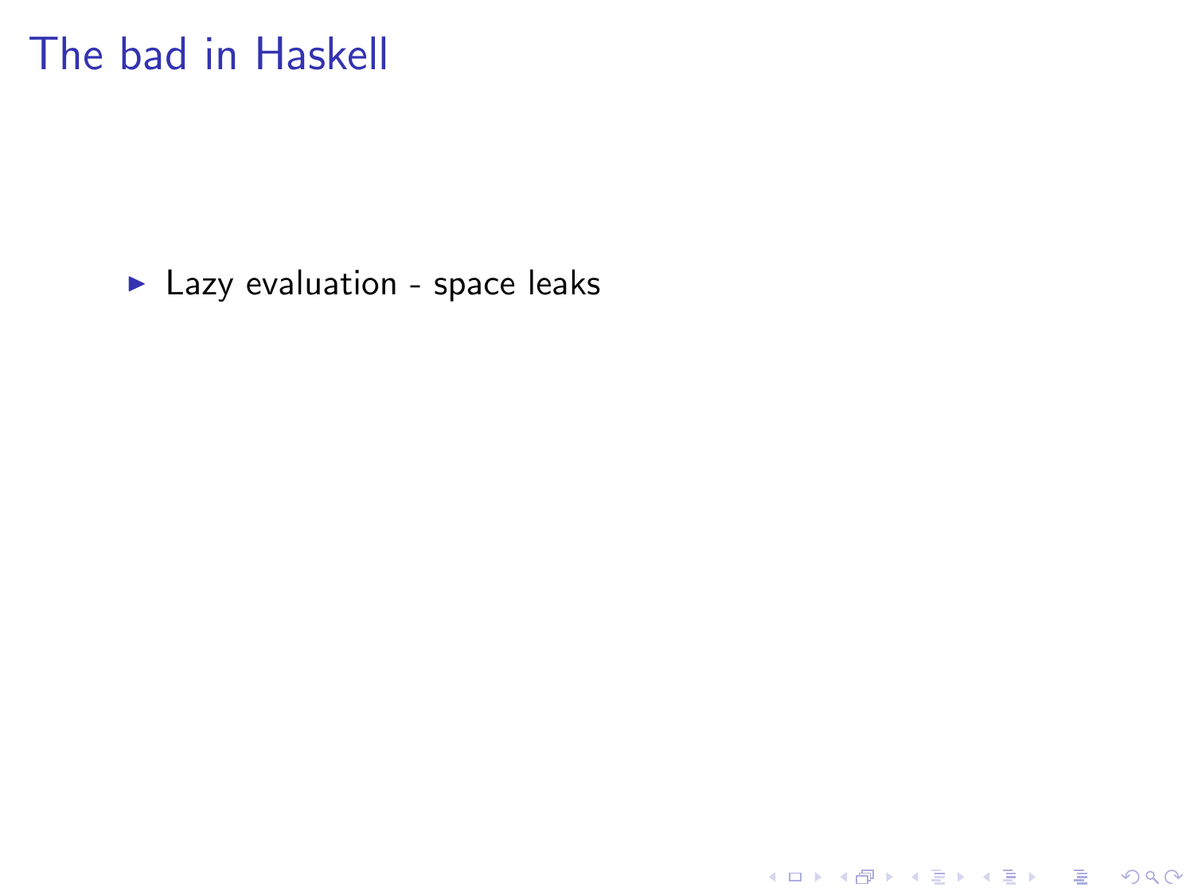# The bad in Haskell

- Lazy evaluation - space leaks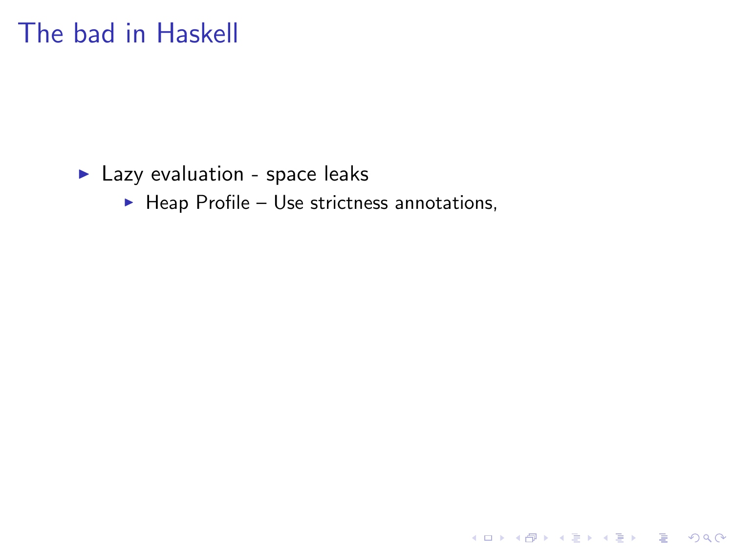# The bad in Haskell

- Lazy evaluation - space leaks
  - Heap Profile – Use strictness annotations,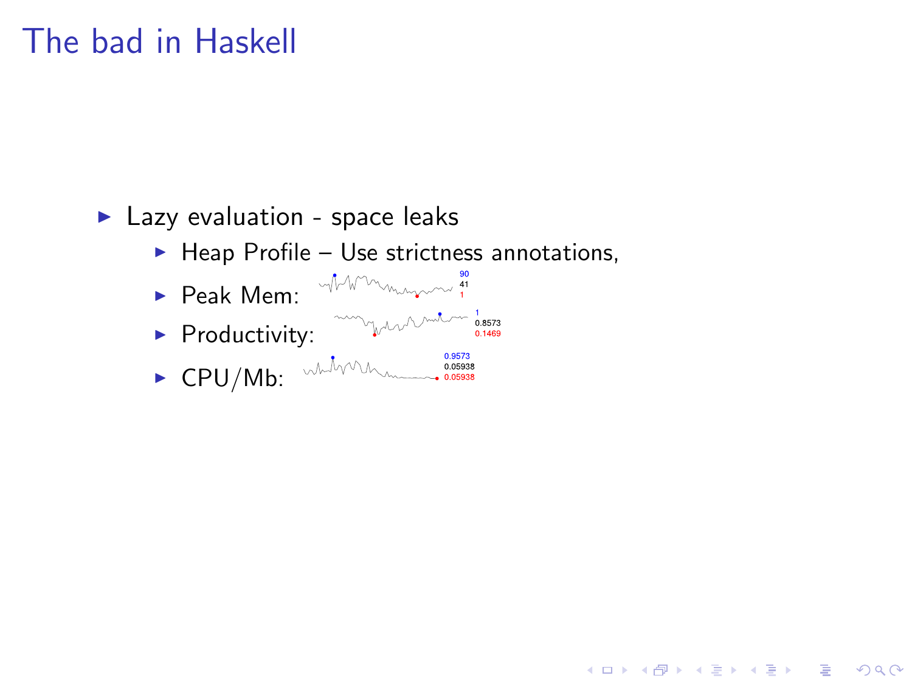# The bad in Haskell

- Lazy evaluation - space leaks
  - Heap Profile – Use strictness annotations,
  - Peak Mem: 90 41 1
  - Productivity: 1 0.8573 0.1469
  - CPU/Mb: 0.9573 0.05938 0.05938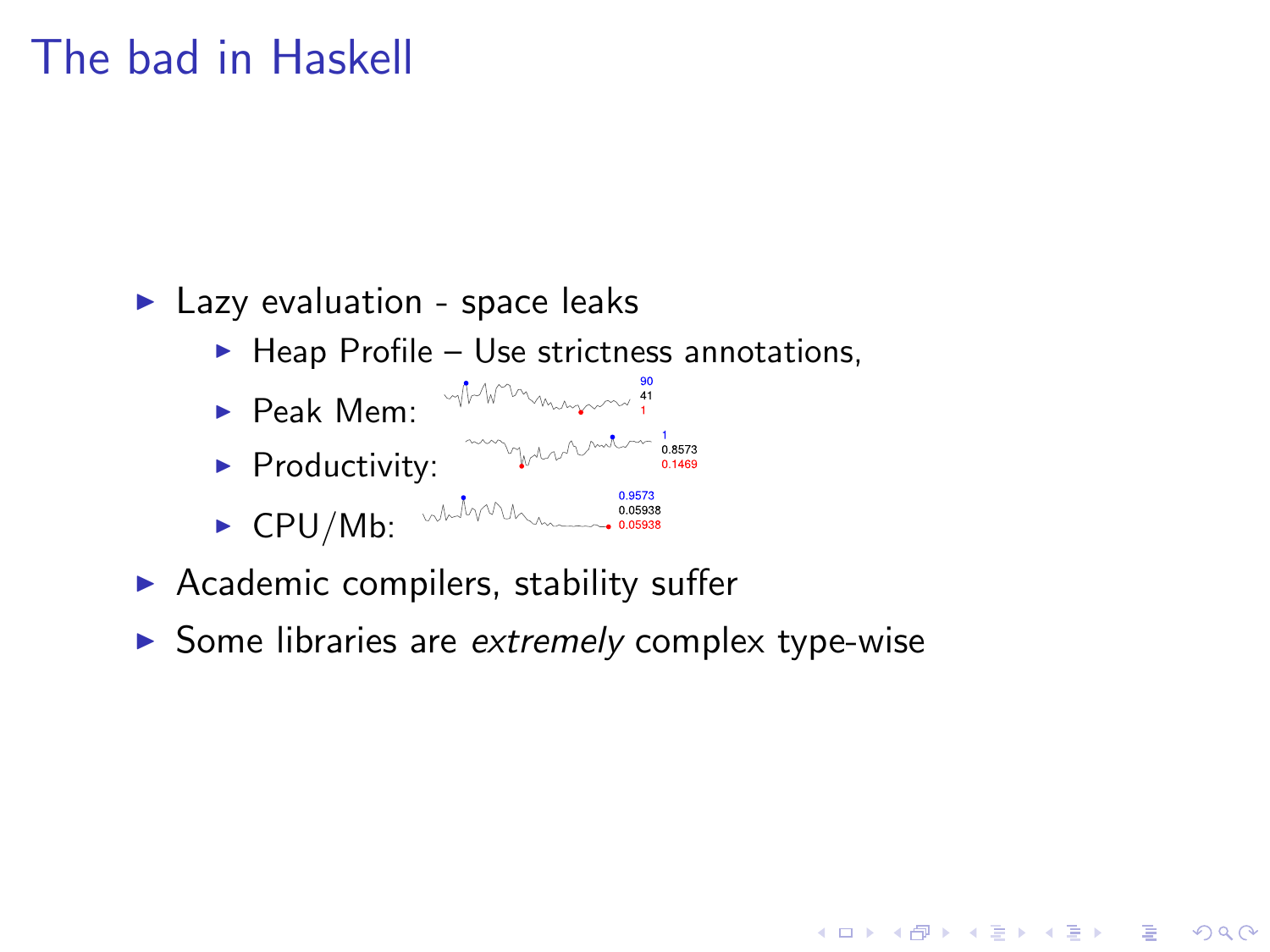# The bad in Haskell

- Lazy evaluation - space leaks
  - Heap Profile – Use strictness annotations,
  - Peak Mem: 90 41 1
  - Productivity: 1 0.8573 0.1469
  - CPU/Mb: 0.9573 0.05938 0.05938
- Academic compilers, stability suffer
- Some libraries are *extremely* complex type-wise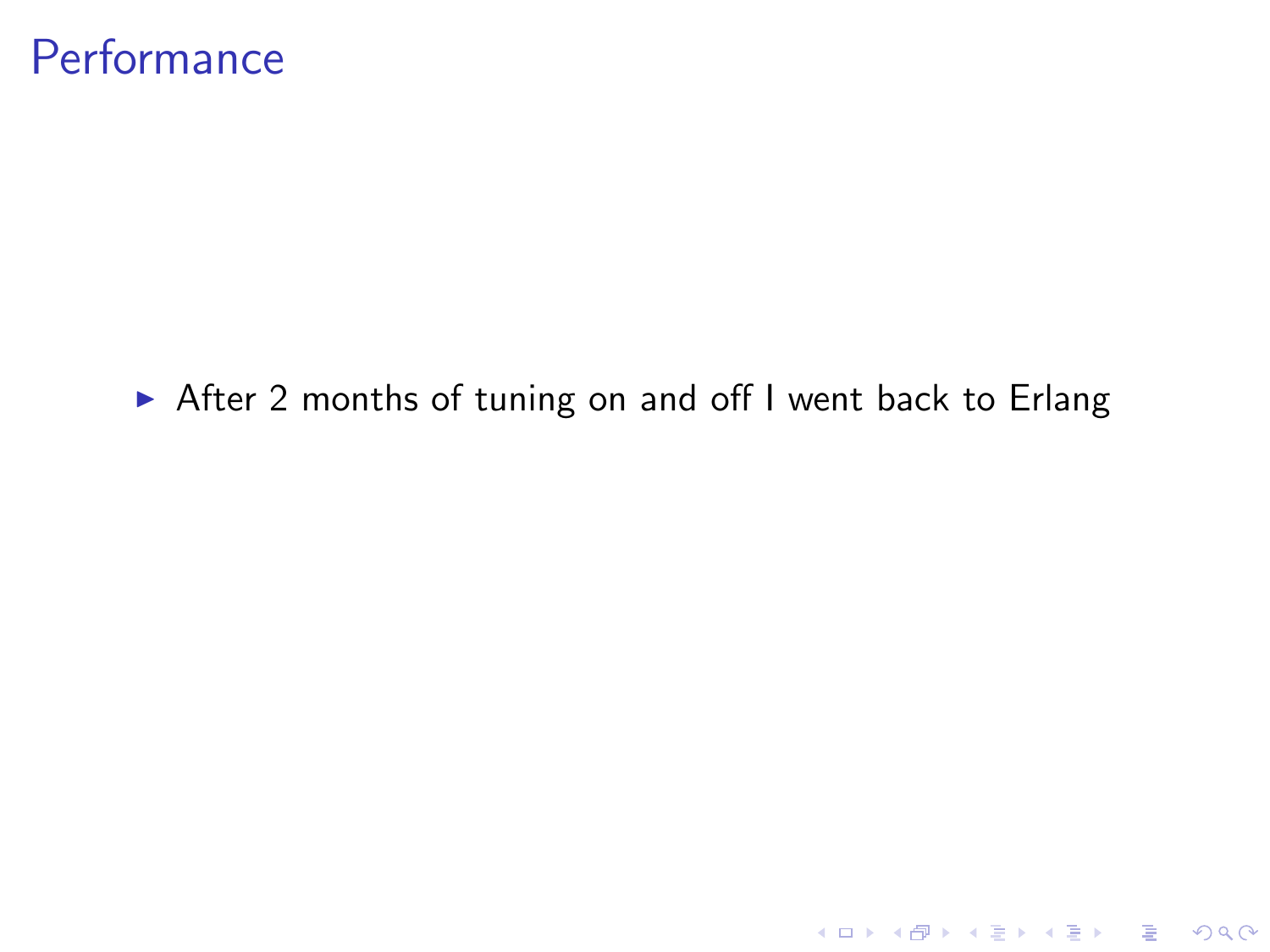# Performance

- After 2 months of tuning on and off I went back to Erlang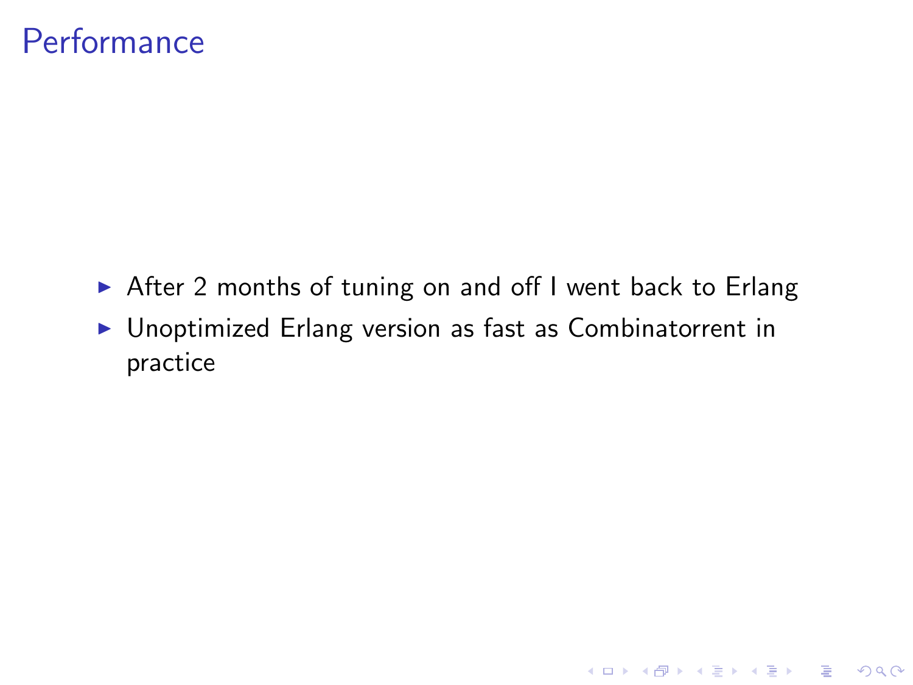# Performance

- After 2 months of tuning on and off I went back to Erlang
- Unoptimized Erlang version as fast as Combinatorrent in practice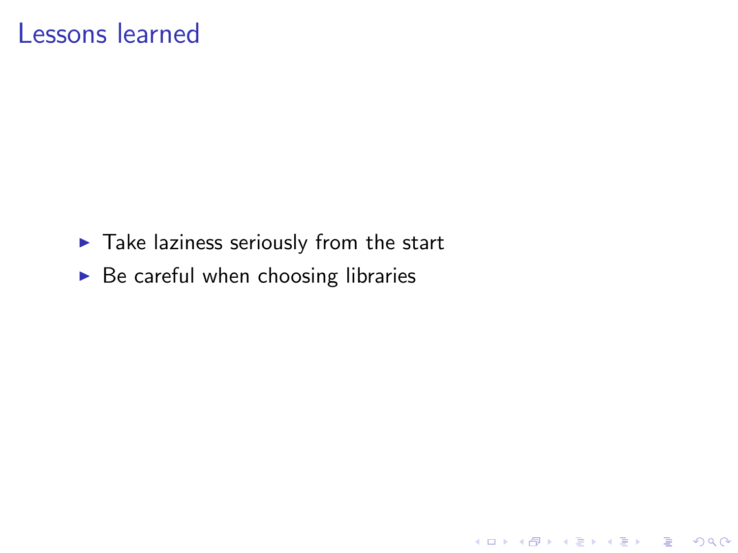# Lessons learned

- Take laziness seriously from the start
- Be careful when choosing libraries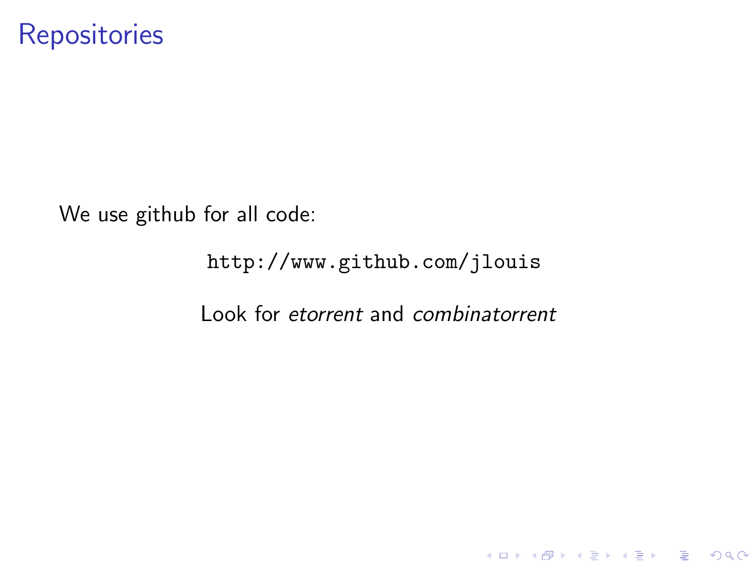# Repositories

We use github for all code:

`http://www.github.com/jlouis`

Look for *etorrent* and *combinatorrent*